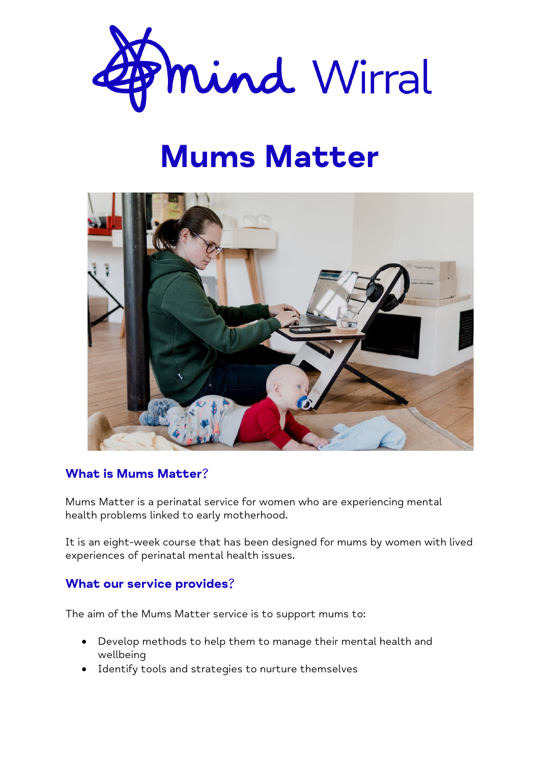Mind Wirral

# Mums Matter

## What is Mums Matter?

Mums Matter is a perinatal service for women who are experiencing mental health problems linked to early motherhood.

It is an eight-week course that has been designed for mums by women with lived experiences of perinatal mental health issues.

## What our service provides?

The aim of the Mums Matter service is to support mums to:

- Develop methods to help them to manage their mental health and wellbeing
- Identify tools and strategies to nurture themselves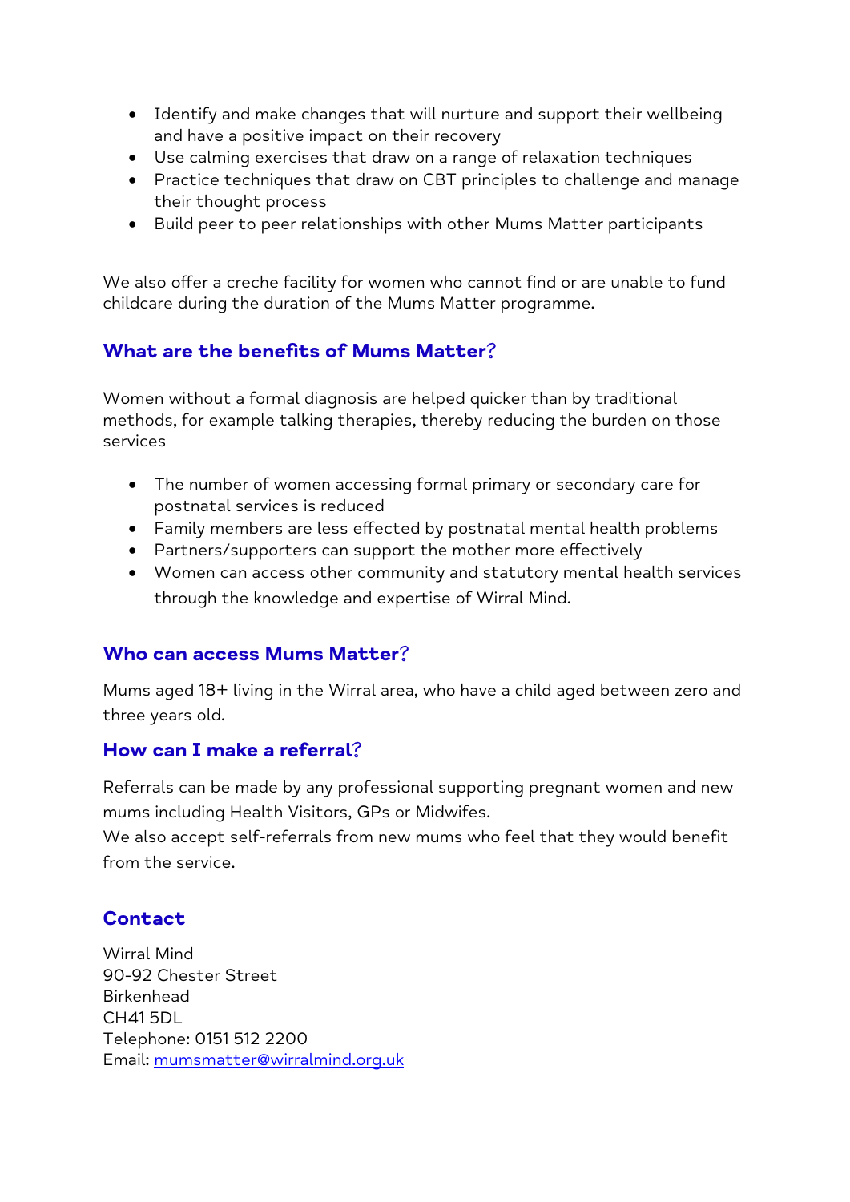- Identify and make changes that will nurture and support their wellbeing and have a positive impact on their recovery
- Use calming exercises that draw on a range of relaxation techniques
- Practice techniques that draw on CBT principles to challenge and manage their thought process
- Build peer to peer relationships with other Mums Matter participants

We also offer a creche facility for women who cannot find or are unable to fund childcare during the duration of the Mums Matter programme.

## What are the benefits of Mums Matter?

Women without a formal diagnosis are helped quicker than by traditional methods, for example talking therapies, thereby reducing the burden on those services

- The number of women accessing formal primary or secondary care for postnatal services is reduced
- Family members are less effected by postnatal mental health problems
- Partners/supporters can support the mother more effectively
- Women can access other community and statutory mental health services through the knowledge and expertise of Wirral Mind.

## Who can access Mums Matter?

Mums aged 18+ living in the Wirral area, who have a child aged between zero and three years old.

## How can I make a referral?

Referrals can be made by any professional supporting pregnant women and new mums including Health Visitors, GPs or Midwifes.

We also accept self-referrals from new mums who feel that they would benefit from the service.

## Contact

Wirral Mind
90-92 Chester Street
Birkenhead
CH41 5DL
Telephone: 0151 512 2200
Email: mumsmatter@wirralmind.org.uk